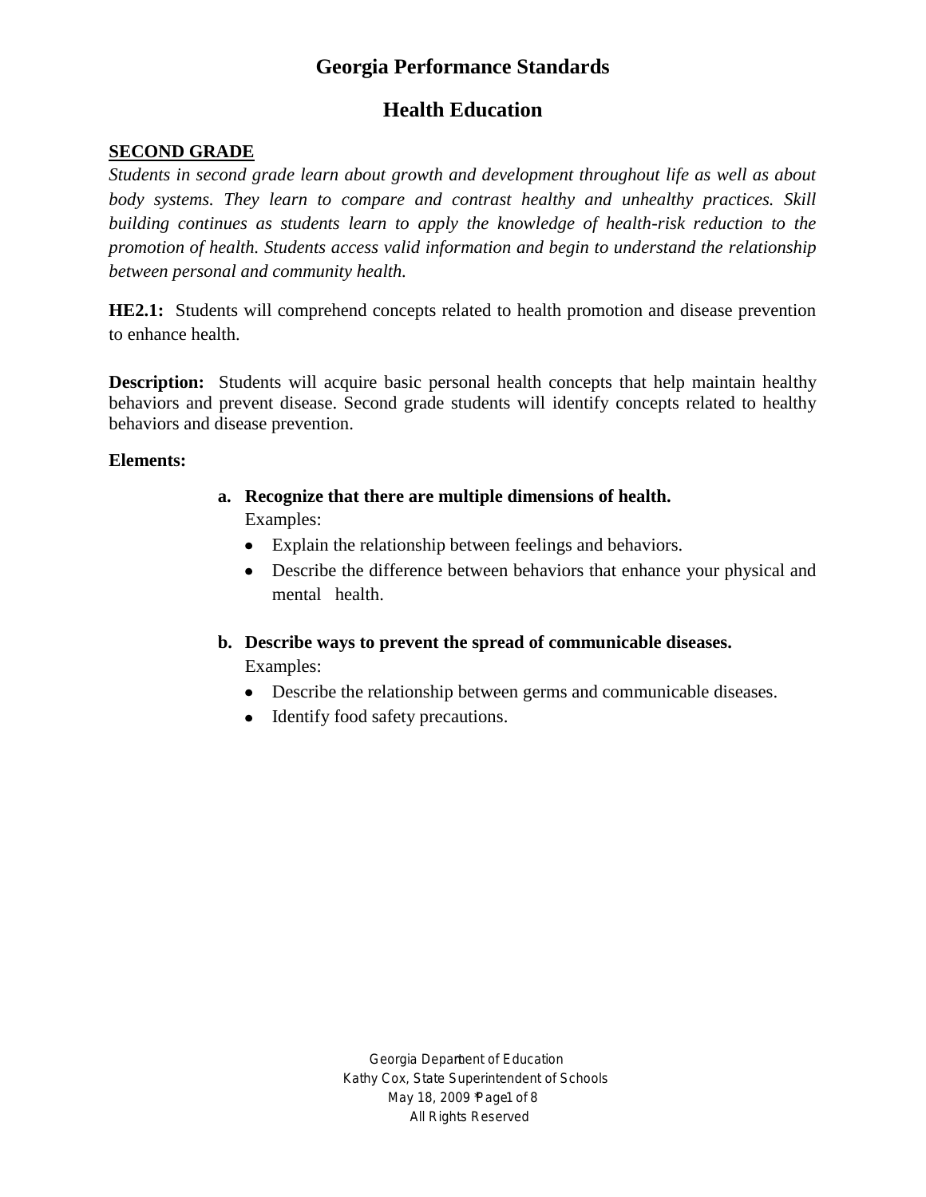# Georgia Performance Standards

## Health Education

**SECOND GRADE**

*Students in second grade learn about growth and development throughout life as well as about body systems. They learn to compare and contrast healthy and unhealthy practices. Skill building continues as students learn to apply the knowledge of health-risk reduction to the promotion of health. Students access valid information and begin to understand the relationship between personal and community health.*

**HE2.1:** Students will comprehend concepts related to health promotion and disease prevention to enhance health.

**Description:** Students will acquire basic personal health concepts that help maintain healthy behaviors and prevent disease. Second grade students will identify concepts related to healthy behaviors and disease prevention.

**Elements:**

a. **Recognize that there are multiple dimensions of health.**
   Examples:
   - Explain the relationship between feelings and behaviors.
   - Describe the difference between behaviors that enhance your physical and mental health.

b. **Describe ways to prevent the spread of communicable diseases.**
   Examples:
   - Describe the relationship between germs and communicable diseases.
   - Identify food safety precautions.

Georgia Department of Education
Kathy Cox, State Superintendent of Schools
May 18, 2009
All Rights Reserved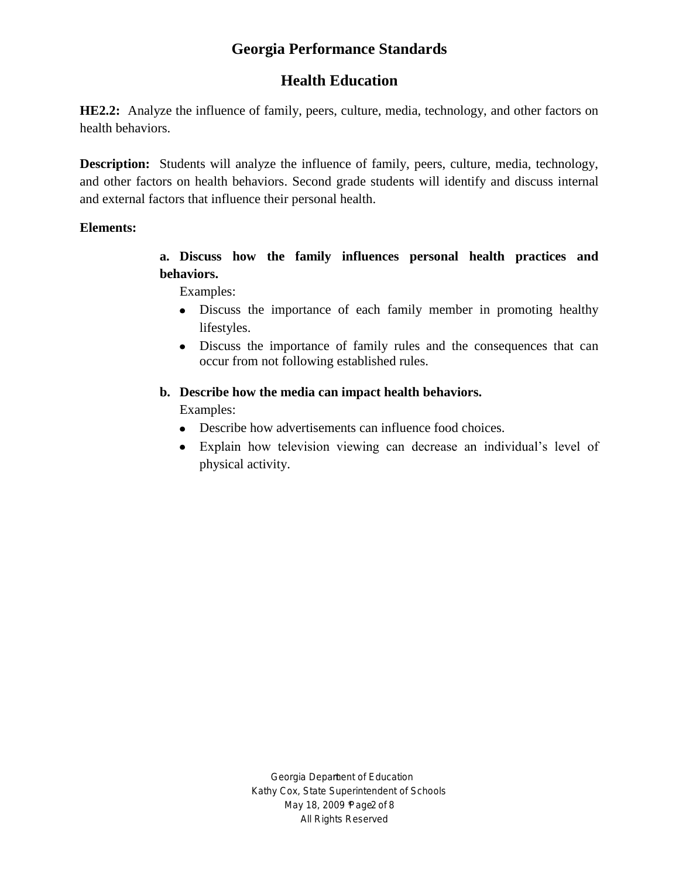# Georgia Performance Standards

## Health Education

**HE2.2:** Analyze the influence of family, peers, culture, media, technology, and other factors on health behaviors.

**Description:** Students will analyze the influence of family, peers, culture, media, technology, and other factors on health behaviors. Second grade students will identify and discuss internal and external factors that influence their personal health.

**Elements:**

**a. Discuss how the family influences personal health practices and behaviors.**

Examples:

- Discuss the importance of each family member in promoting healthy lifestyles.
- Discuss the importance of family rules and the consequences that can occur from not following established rules.

**b. Describe how the media can impact health behaviors.**

Examples:

- Describe how advertisements can influence food choices.
- Explain how television viewing can decrease an individual's level of physical activity.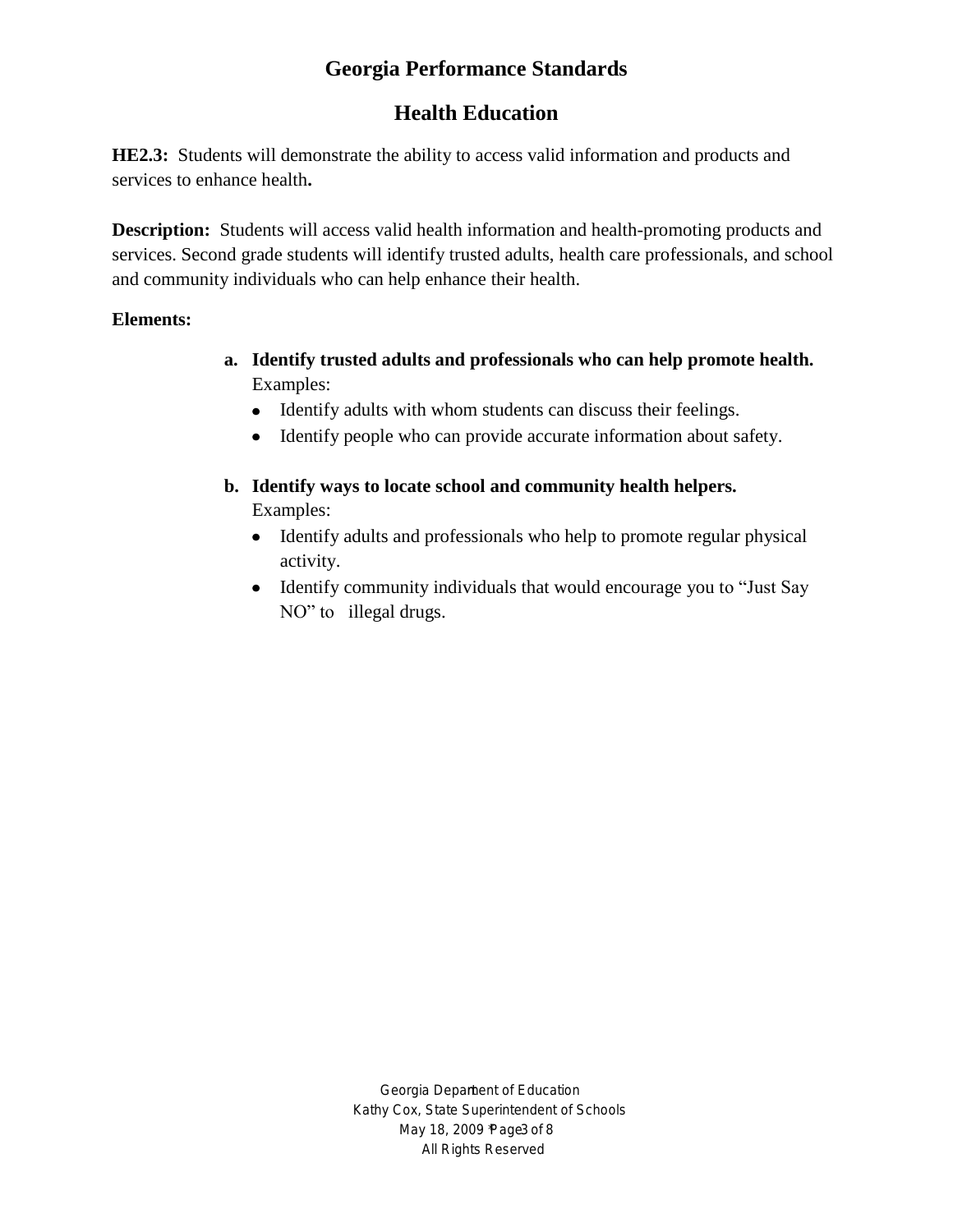# Georgia Performance Standards

## Health Education

**HE2.3:** Students will demonstrate the ability to access valid information and products and services to enhance health**.**

**Description:** Students will access valid health information and health-promoting products and services. Second grade students will identify trusted adults, health care professionals, and school and community individuals who can help enhance their health.

**Elements:**

a. **Identify trusted adults and professionals who can help promote health.**
   Examples:
   - Identify adults with whom students can discuss their feelings.
   - Identify people who can provide accurate information about safety.

b. **Identify ways to locate school and community health helpers.**
   Examples:
   - Identify adults and professionals who help to promote regular physical activity.
   - Identify community individuals that would encourage you to "Just Say NO" to illegal drugs.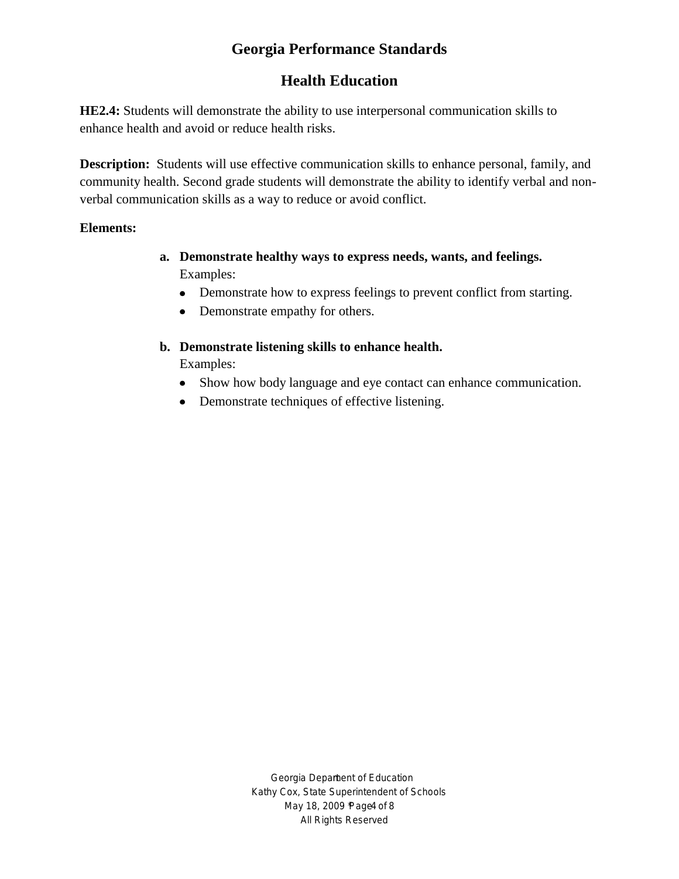# Georgia Performance Standards

## Health Education

**HE2.4:** Students will demonstrate the ability to use interpersonal communication skills to enhance health and avoid or reduce health risks.

**Description:** Students will use effective communication skills to enhance personal, family, and community health. Second grade students will demonstrate the ability to identify verbal and non-verbal communication skills as a way to reduce or avoid conflict.

**Elements:**

a. **Demonstrate healthy ways to express needs, wants, and feelings.**
   Examples:
   - Demonstrate how to express feelings to prevent conflict from starting.
   - Demonstrate empathy for others.

b. **Demonstrate listening skills to enhance health.**
   Examples:
   - Show how body language and eye contact can enhance communication.
   - Demonstrate techniques of effective listening.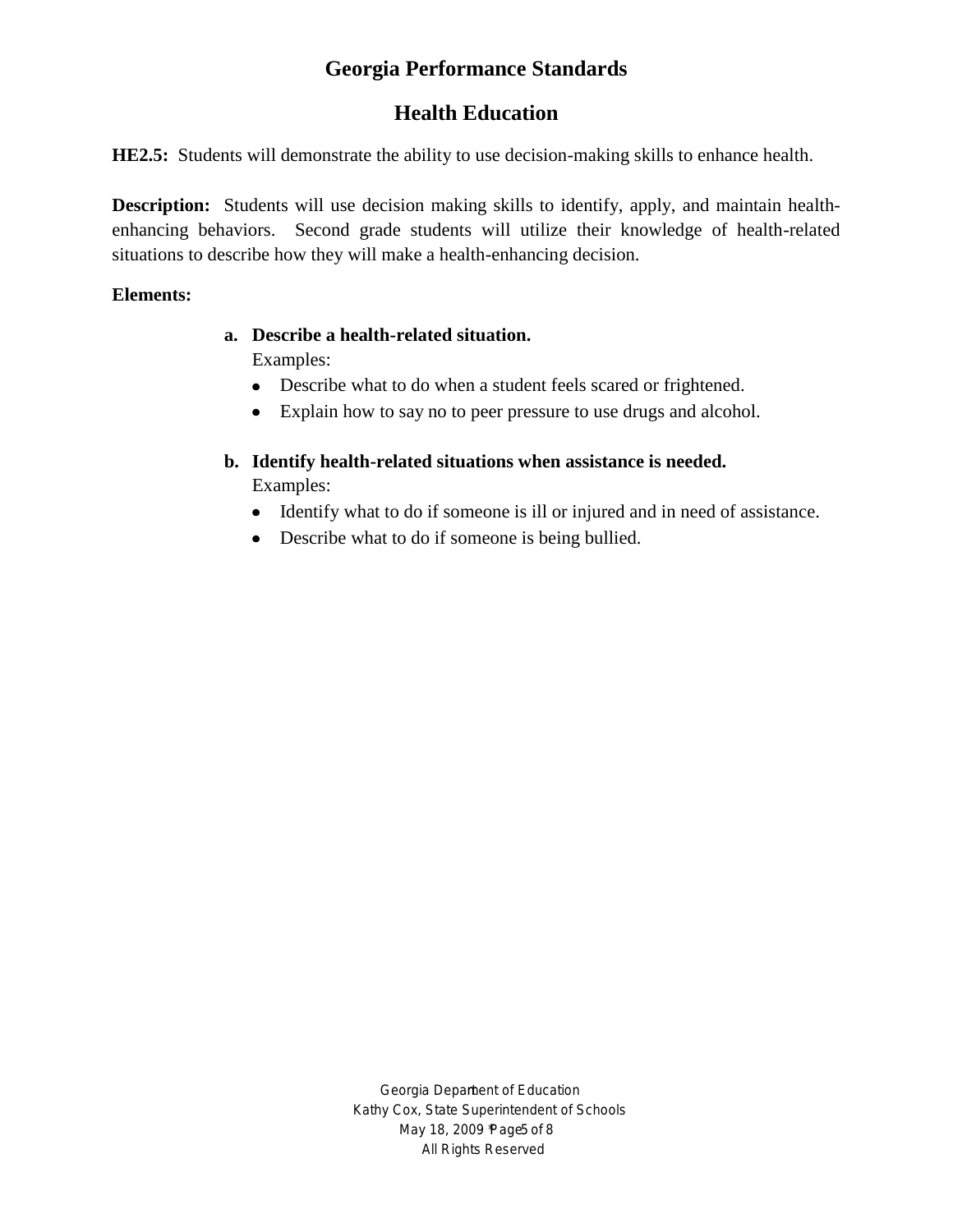# Georgia Performance Standards

## Health Education

**HE2.5:** Students will demonstrate the ability to use decision-making skills to enhance health.

**Description:** Students will use decision making skills to identify, apply, and maintain health-enhancing behaviors. Second grade students will utilize their knowledge of health-related situations to describe how they will make a health-enhancing decision.

**Elements:**

**a. Describe a health-related situation.**

Examples:

- Describe what to do when a student feels scared or frightened.
- Explain how to say no to peer pressure to use drugs and alcohol.

**b. Identify health-related situations when assistance is needed.**

Examples:

- Identify what to do if someone is ill or injured and in need of assistance.
- Describe what to do if someone is being bullied.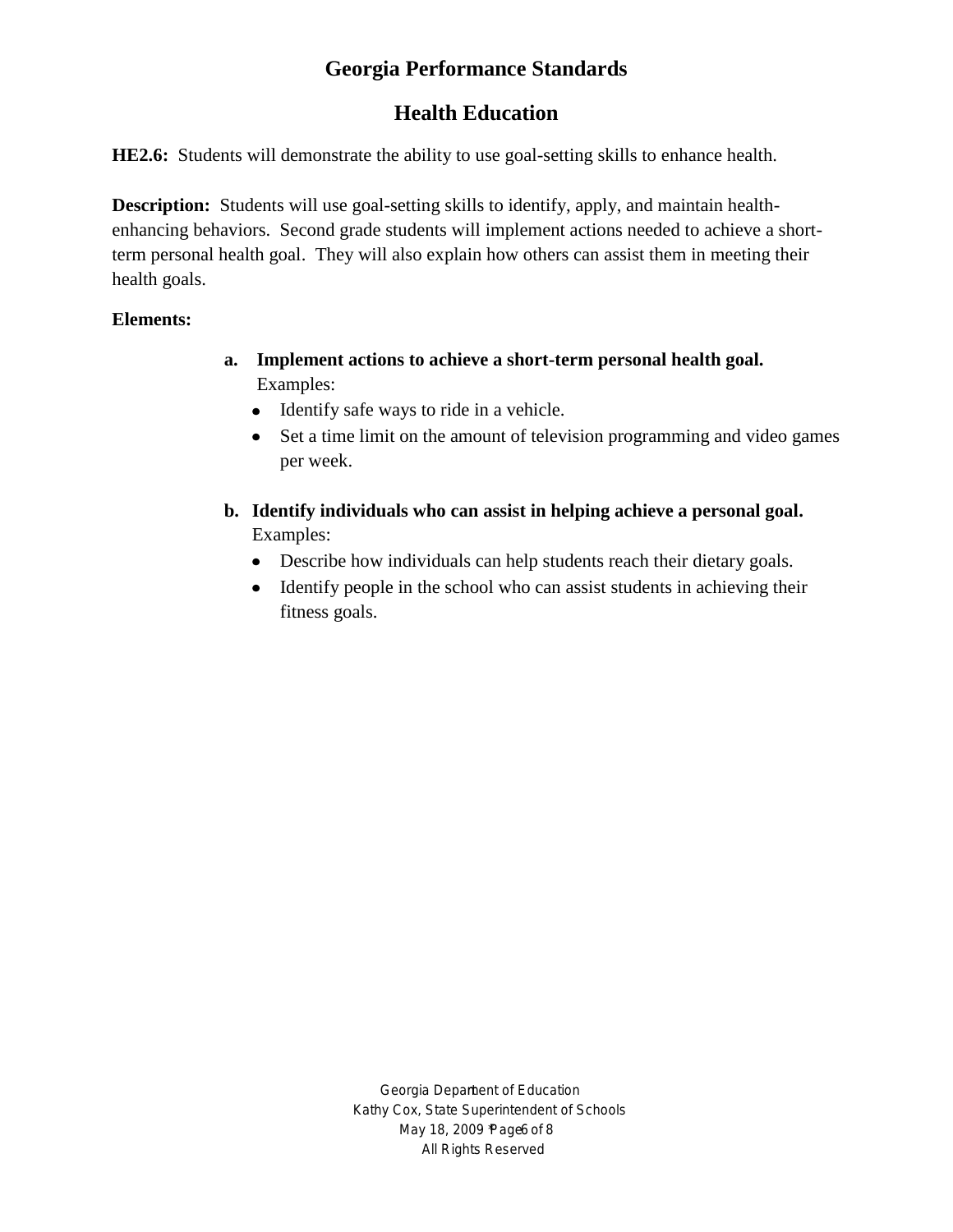# Georgia Performance Standards

## Health Education

**HE2.6:** Students will demonstrate the ability to use goal-setting skills to enhance health.

**Description:** Students will use goal-setting skills to identify, apply, and maintain health-enhancing behaviors. Second grade students will implement actions needed to achieve a short-term personal health goal. They will also explain how others can assist them in meeting their health goals.

**Elements:**

**a. Implement actions to achieve a short-term personal health goal.**
Examples:

- Identify safe ways to ride in a vehicle.
- Set a time limit on the amount of television programming and video games per week.

**b. Identify individuals who can assist in helping achieve a personal goal.**
Examples:

- Describe how individuals can help students reach their dietary goals.
- Identify people in the school who can assist students in achieving their fitness goals.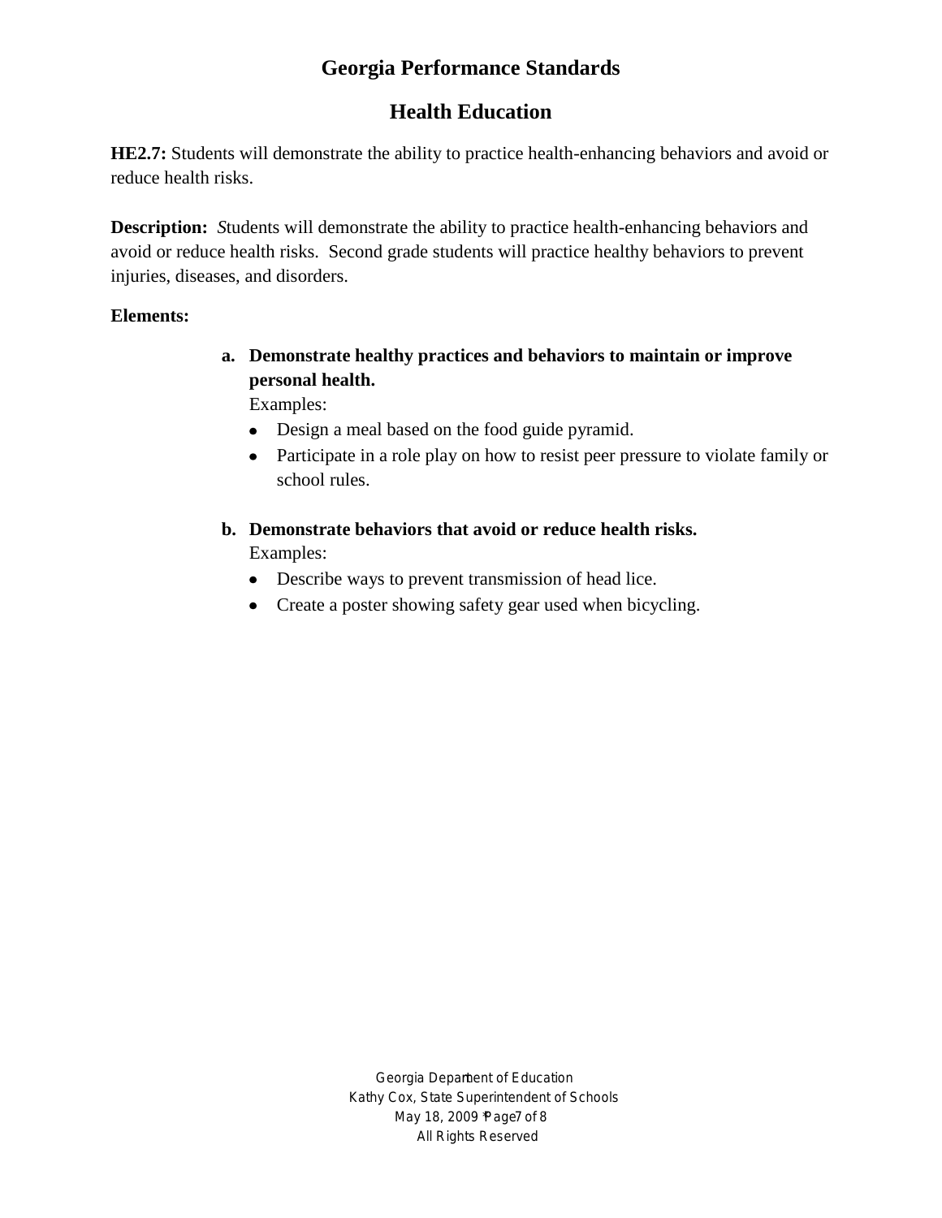# Georgia Performance Standards

## Health Education

**HE2.7:** Students will demonstrate the ability to practice health-enhancing behaviors and avoid or reduce health risks.

**Description:** *S*tudents will demonstrate the ability to practice health-enhancing behaviors and avoid or reduce health risks. Second grade students will practice healthy behaviors to prevent injuries, diseases, and disorders.

**Elements:**

a. **Demonstrate healthy practices and behaviors to maintain or improve personal health.**
   Examples:
   - Design a meal based on the food guide pyramid.
   - Participate in a role play on how to resist peer pressure to violate family or school rules.

b. **Demonstrate behaviors that avoid or reduce health risks.**
   Examples:
   - Describe ways to prevent transmission of head lice.
   - Create a poster showing safety gear used when bicycling.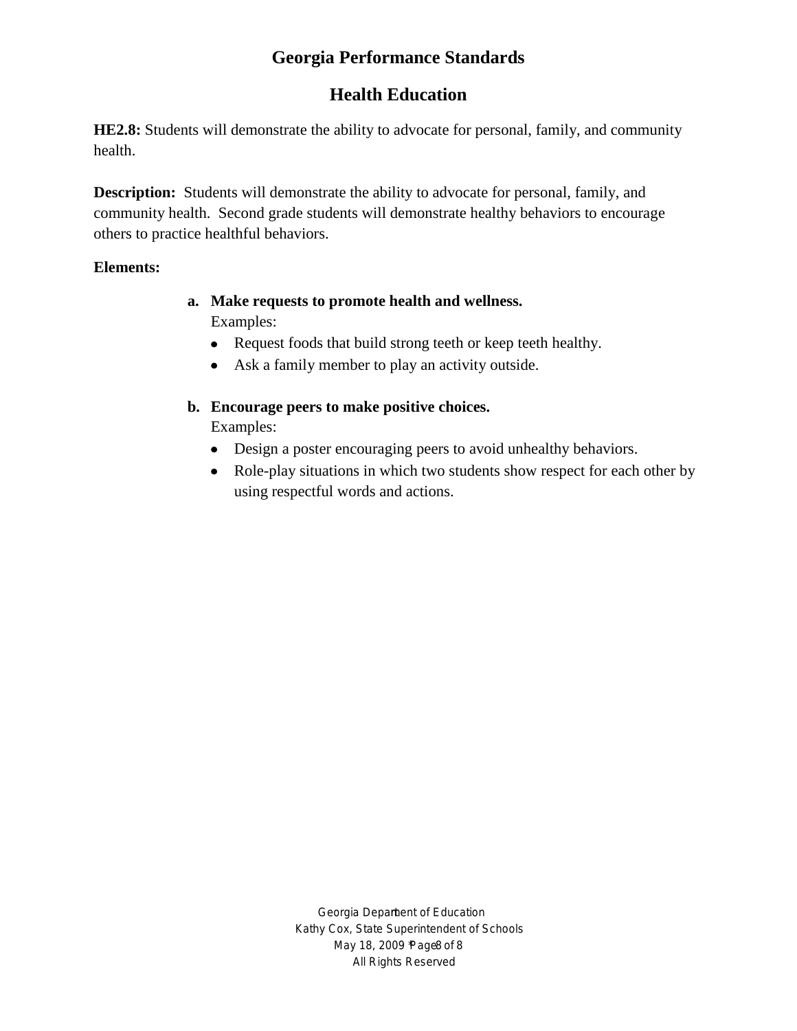# Georgia Performance Standards

## Health Education

**HE2.8:** Students will demonstrate the ability to advocate for personal, family, and community health.

**Description:** Students will demonstrate the ability to advocate for personal, family, and community health. Second grade students will demonstrate healthy behaviors to encourage others to practice healthful behaviors.

**Elements:**

a. **Make requests to promote health and wellness.**
   Examples:
   - Request foods that build strong teeth or keep teeth healthy.
   - Ask a family member to play an activity outside.

b. **Encourage peers to make positive choices.**
   Examples:
   - Design a poster encouraging peers to avoid unhealthy behaviors.
   - Role-play situations in which two students show respect for each other by using respectful words and actions.